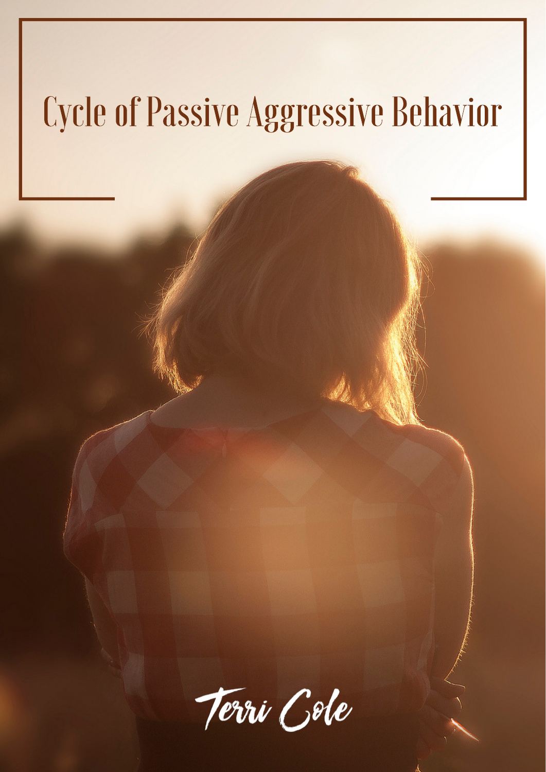# Cycle of Passive Aggressive Behavior

Terri Cole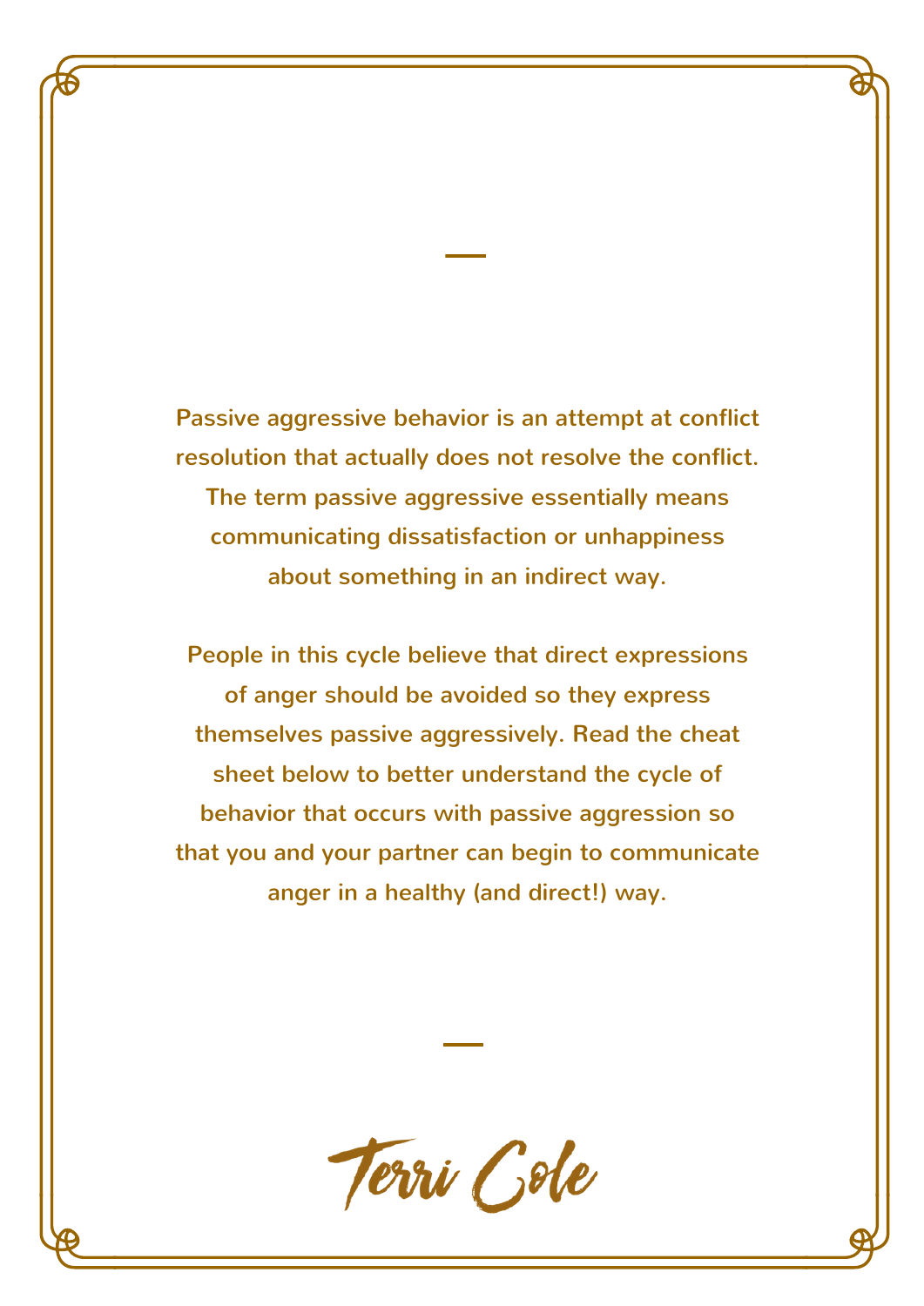Passive aggressive behavior is an attempt at conflict resolution that actually does not resolve the conflict. The term passive aggressive essentially means communicating dissatisfaction or unhappiness about something in an indirect way.

People in this cycle believe that direct expressions of anger should be avoided so they express themselves passive aggressively. Read the cheat sheet below to better understand the cycle of behavior that occurs with passive aggression so that you and your partner can begin to communicate anger in a healthy (and direct!) way.

Terri Cole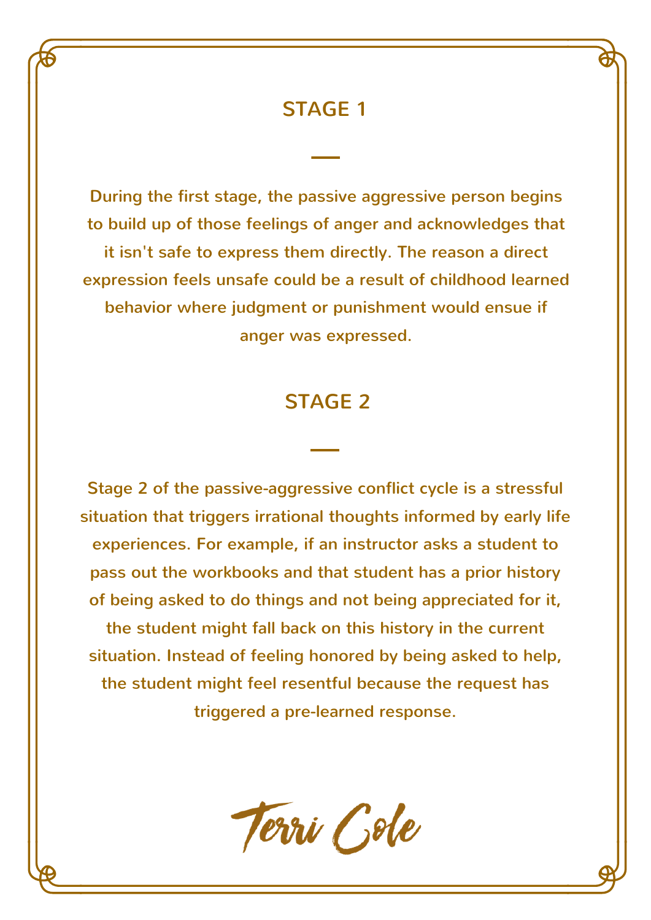## STAGE 1

During the first stage, the passive aggressive person begins to build up of those feelings of anger and acknowledges that it isn't safe to express them directly. The reason a direct expression feels unsafe could be a result of childhood learned behavior where judgment or punishment would ensue if anger was expressed.

## STAGE 2

Stage 2 of the passive-aggressive conflict cycle is a stressful situation that triggers irrational thoughts informed by early life experiences. For example, if an instructor asks a student to pass out the workbooks and that student has a prior history of being asked to do things and not being appreciated for it, the student might fall back on this history in the current situation. Instead of feeling honored by being asked to help, the student might feel resentful because the request has triggered a pre-learned response.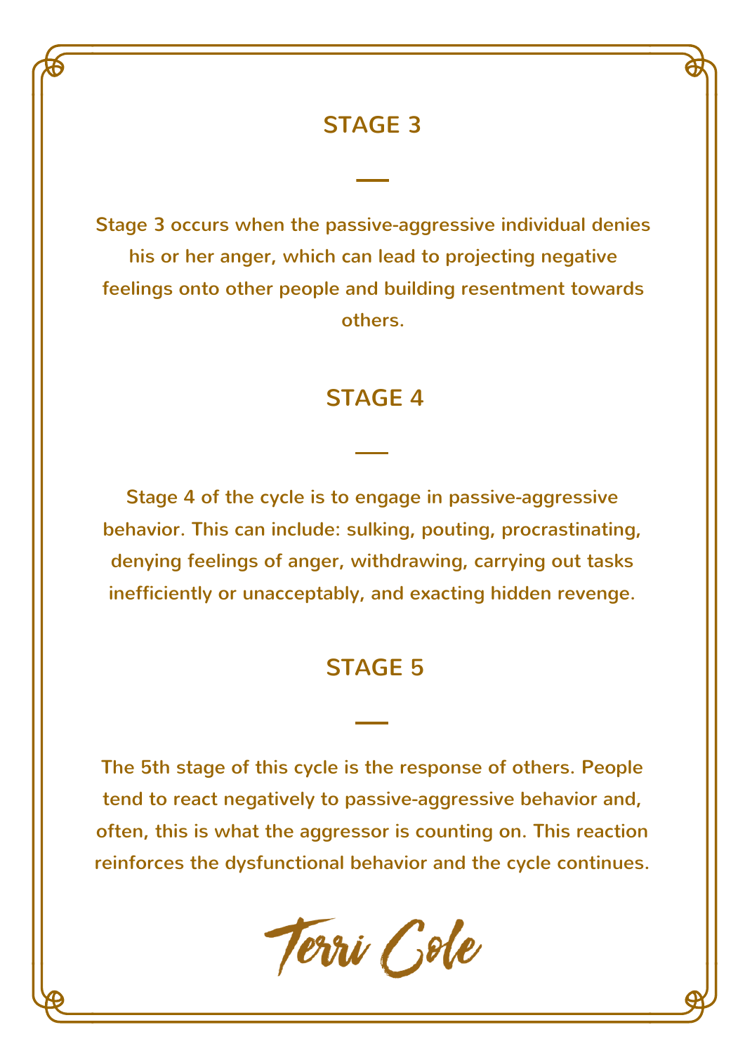## STAGE 3

Stage 3 occurs when the passive-aggressive individual denies his or her anger, which can lead to projecting negative feelings onto other people and building resentment towards others.

## STAGE 4

Stage 4 of the cycle is to engage in passive-aggressive behavior. This can include: sulking, pouting, procrastinating, denying feelings of anger, withdrawing, carrying out tasks inefficiently or unacceptably, and exacting hidden revenge.

## STAGE 5

The 5th stage of this cycle is the response of others. People tend to react negatively to passive-aggressive behavior and, often, this is what the aggressor is counting on. This reaction reinforces the dysfunctional behavior and the cycle continues.

Terri Cole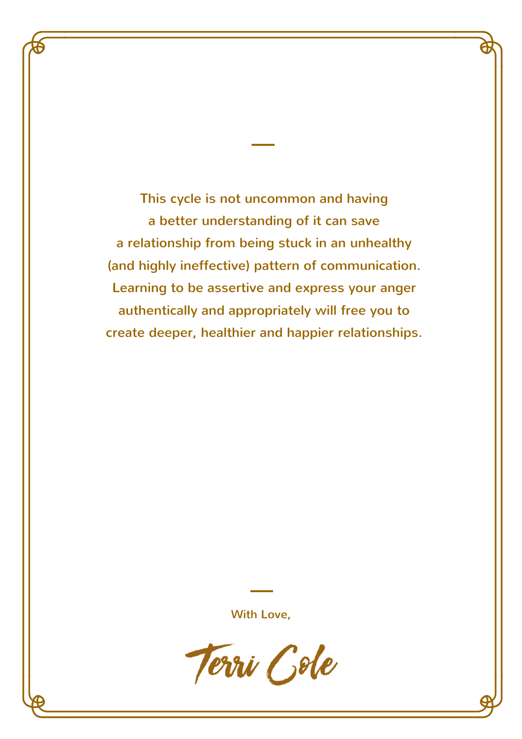This cycle is not uncommon and having a better understanding of it can save a relationship from being stuck in an unhealthy (and highly ineffective) pattern of communication. Learning to be assertive and express your anger authentically and appropriately will free you to create deeper, healthier and happier relationships.

With Love,

Terri Cole